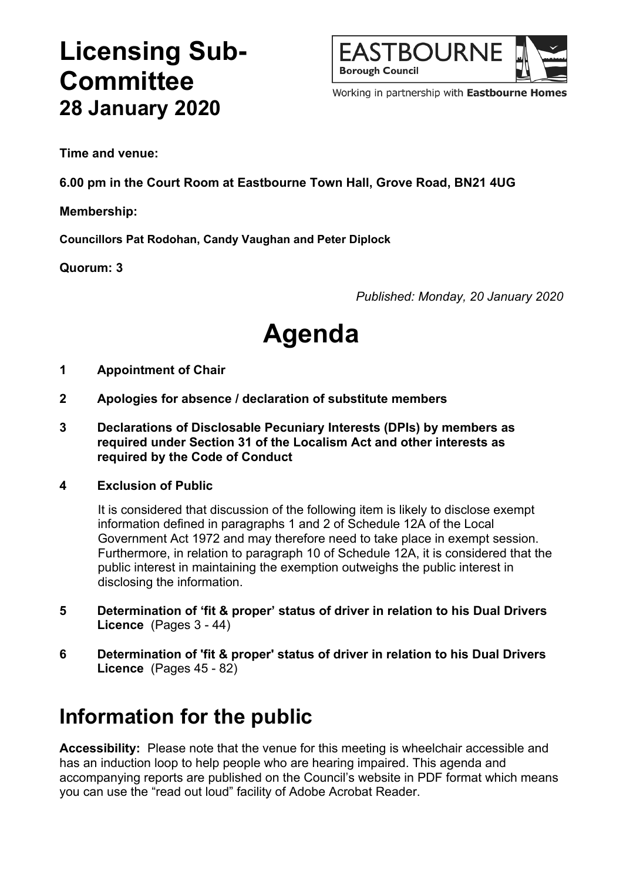# Licensing Sub-Committee
## 28 January 2020

EASTBOURNE
**Borough Council**

Working in partnership with **Eastbourne Homes**

**Time and venue:**

**6.00 pm in the Court Room at Eastbourne Town Hall, Grove Road, BN21 4UG**

**Membership:**

**Councillors Pat Rodohan, Candy Vaughan and Peter Diplock**

**Quorum: 3**

*Published: Monday, 20 January 2020*

# Agenda

**1 Appointment of Chair**

**2 Apologies for absence / declaration of substitute members**

**3 Declarations of Disclosable Pecuniary Interests (DPIs) by members as required under Section 31 of the Localism Act and other interests as required by the Code of Conduct**

**4 Exclusion of Public**

It is considered that discussion of the following item is likely to disclose exempt information defined in paragraphs 1 and 2 of Schedule 12A of the Local Government Act 1972 and may therefore need to take place in exempt session. Furthermore, in relation to paragraph 10 of Schedule 12A, it is considered that the public interest in maintaining the exemption outweighs the public interest in disclosing the information.

**5 Determination of 'fit & proper' status of driver in relation to his Dual Drivers Licence** (Pages 3 - 44)

**6 Determination of 'fit & proper' status of driver in relation to his Dual Drivers Licence** (Pages 45 - 82)

# Information for the public

**Accessibility:** Please note that the venue for this meeting is wheelchair accessible and has an induction loop to help people who are hearing impaired. This agenda and accompanying reports are published on the Council's website in PDF format which means you can use the "read out loud" facility of Adobe Acrobat Reader.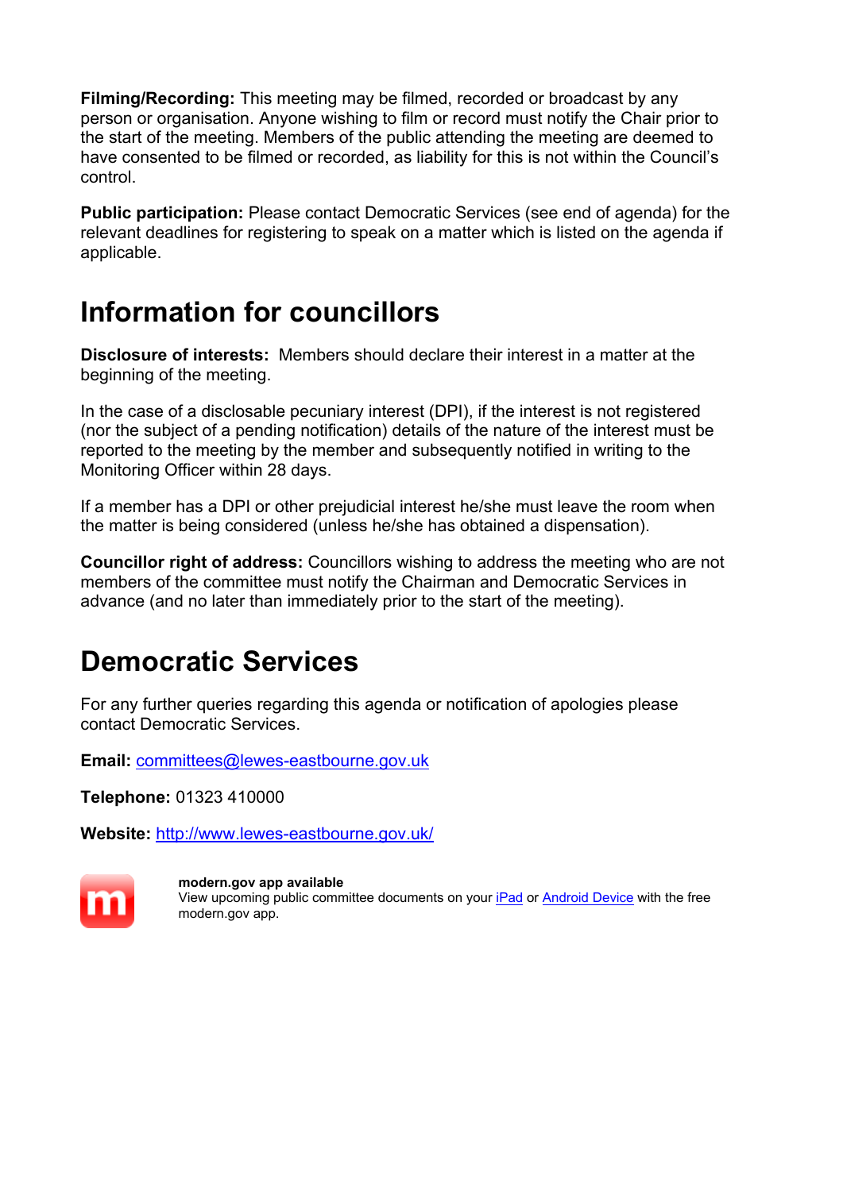**Filming/Recording:** This meeting may be filmed, recorded or broadcast by any person or organisation. Anyone wishing to film or record must notify the Chair prior to the start of the meeting. Members of the public attending the meeting are deemed to have consented to be filmed or recorded, as liability for this is not within the Council's control.

**Public participation:** Please contact Democratic Services (see end of agenda) for the relevant deadlines for registering to speak on a matter which is listed on the agenda if applicable.

# Information for councillors

**Disclosure of interests:** Members should declare their interest in a matter at the beginning of the meeting.

In the case of a disclosable pecuniary interest (DPI), if the interest is not registered (nor the subject of a pending notification) details of the nature of the interest must be reported to the meeting by the member and subsequently notified in writing to the Monitoring Officer within 28 days.

If a member has a DPI or other prejudicial interest he/she must leave the room when the matter is being considered (unless he/she has obtained a dispensation).

**Councillor right of address:** Councillors wishing to address the meeting who are not members of the committee must notify the Chairman and Democratic Services in advance (and no later than immediately prior to the start of the meeting).

# Democratic Services

For any further queries regarding this agenda or notification of apologies please contact Democratic Services.

**Email:** committees@lewes-eastbourne.gov.uk

**Telephone:** 01323 410000

**Website:** http://www.lewes-eastbourne.gov.uk/

**modern.gov app available**
View upcoming public committee documents on your iPad or Android Device with the free modern.gov app.